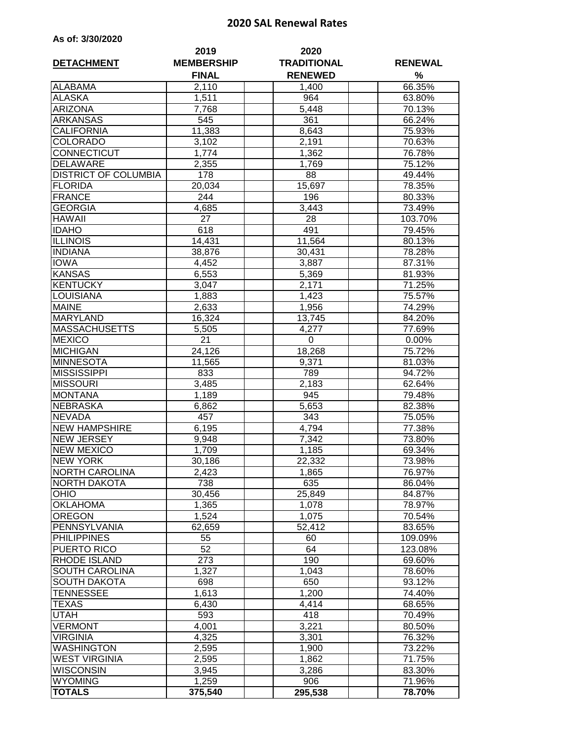# 2020 SAL Renewal Rates

**As of: 3/30/2020**

| DETACHMENT | 2019 MEMBERSHIP FINAL | 2020 TRADITIONAL RENEWED | RENEWAL % |
|---|---|---|---|
| ALABAMA | 2,110 | 1,400 | 66.35% |
| ALASKA | 1,511 | 964 | 63.80% |
| ARIZONA | 7,768 | 5,448 | 70.13% |
| ARKANSAS | 545 | 361 | 66.24% |
| CALIFORNIA | 11,383 | 8,643 | 75.93% |
| COLORADO | 3,102 | 2,191 | 70.63% |
| CONNECTICUT | 1,774 | 1,362 | 76.78% |
| DELAWARE | 2,355 | 1,769 | 75.12% |
| DISTRICT OF COLUMBIA | 178 | 88 | 49.44% |
| FLORIDA | 20,034 | 15,697 | 78.35% |
| FRANCE | 244 | 196 | 80.33% |
| GEORGIA | 4,685 | 3,443 | 73.49% |
| HAWAII | 27 | 28 | 103.70% |
| IDAHO | 618 | 491 | 79.45% |
| ILLINOIS | 14,431 | 11,564 | 80.13% |
| INDIANA | 38,876 | 30,431 | 78.28% |
| IOWA | 4,452 | 3,887 | 87.31% |
| KANSAS | 6,553 | 5,369 | 81.93% |
| KENTUCKY | 3,047 | 2,171 | 71.25% |
| LOUISIANA | 1,883 | 1,423 | 75.57% |
| MAINE | 2,633 | 1,956 | 74.29% |
| MARYLAND | 16,324 | 13,745 | 84.20% |
| MASSACHUSETTS | 5,505 | 4,277 | 77.69% |
| MEXICO | 21 | 0 | 0.00% |
| MICHIGAN | 24,126 | 18,268 | 75.72% |
| MINNESOTA | 11,565 | 9,371 | 81.03% |
| MISSISSIPPI | 833 | 789 | 94.72% |
| MISSOURI | 3,485 | 2,183 | 62.64% |
| MONTANA | 1,189 | 945 | 79.48% |
| NEBRASKA | 6,862 | 5,653 | 82.38% |
| NEVADA | 457 | 343 | 75.05% |
| NEW HAMPSHIRE | 6,195 | 4,794 | 77.38% |
| NEW JERSEY | 9,948 | 7,342 | 73.80% |
| NEW MEXICO | 1,709 | 1,185 | 69.34% |
| NEW YORK | 30,186 | 22,332 | 73.98% |
| NORTH CAROLINA | 2,423 | 1,865 | 76.97% |
| NORTH DAKOTA | 738 | 635 | 86.04% |
| OHIO | 30,456 | 25,849 | 84.87% |
| OKLAHOMA | 1,365 | 1,078 | 78.97% |
| OREGON | 1,524 | 1,075 | 70.54% |
| PENNSYLVANIA | 62,659 | 52,412 | 83.65% |
| PHILIPPINES | 55 | 60 | 109.09% |
| PUERTO RICO | 52 | 64 | 123.08% |
| RHODE ISLAND | 273 | 190 | 69.60% |
| SOUTH CAROLINA | 1,327 | 1,043 | 78.60% |
| SOUTH DAKOTA | 698 | 650 | 93.12% |
| TENNESSEE | 1,613 | 1,200 | 74.40% |
| TEXAS | 6,430 | 4,414 | 68.65% |
| UTAH | 593 | 418 | 70.49% |
| VERMONT | 4,001 | 3,221 | 80.50% |
| VIRGINIA | 4,325 | 3,301 | 76.32% |
| WASHINGTON | 2,595 | 1,900 | 73.22% |
| WEST VIRGINIA | 2,595 | 1,862 | 71.75% |
| WISCONSIN | 3,945 | 3,286 | 83.30% |
| WYOMING | 1,259 | 906 | 71.96% |
| **TOTALS** | **375,540** | **295,538** | **78.70%** |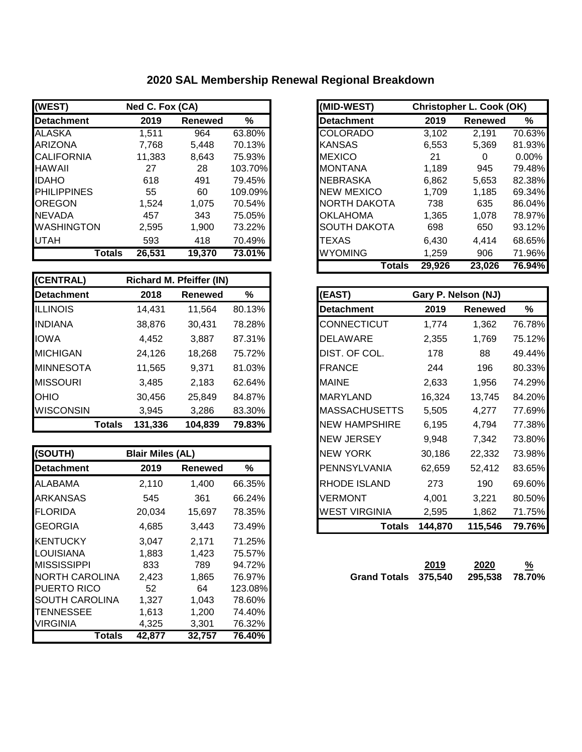# 2020 SAL Membership Renewal Regional Breakdown

| (WEST) | Ned C. Fox (CA) | | |
|---|---|---|---|
| **Detachment** | **2019** | **Renewed** | **%** |
| ALASKA | 1,511 | 964 | 63.80% |
| ARIZONA | 7,768 | 5,448 | 70.13% |
| CALIFORNIA | 11,383 | 8,643 | 75.93% |
| HAWAII | 27 | 28 | 103.70% |
| IDAHO | 618 | 491 | 79.45% |
| PHILIPPINES | 55 | 60 | 109.09% |
| OREGON | 1,524 | 1,075 | 70.54% |
| NEVADA | 457 | 343 | 75.05% |
| WASHINGTON | 2,595 | 1,900 | 73.22% |
| UTAH | 593 | 418 | 70.49% |
| **Totals** | **26,531** | **19,370** | **73.01%** |

| (CENTRAL) | Richard M. Pfeiffer (IN) | | |
|---|---|---|---|
| **Detachment** | **2018** | **Renewed** | **%** |
| ILLINOIS | 14,431 | 11,564 | 80.13% |
| INDIANA | 38,876 | 30,431 | 78.28% |
| IOWA | 4,452 | 3,887 | 87.31% |
| MICHIGAN | 24,126 | 18,268 | 75.72% |
| MINNESOTA | 11,565 | 9,371 | 81.03% |
| MISSOURI | 3,485 | 2,183 | 62.64% |
| OHIO | 30,456 | 25,849 | 84.87% |
| WISCONSIN | 3,945 | 3,286 | 83.30% |
| **Totals** | **131,336** | **104,839** | **79.83%** |

| (SOUTH) | Blair Miles (AL) | | |
|---|---|---|---|
| **Detachment** | **2019** | **Renewed** | **%** |
| ALABAMA | 2,110 | 1,400 | 66.35% |
| ARKANSAS | 545 | 361 | 66.24% |
| FLORIDA | 20,034 | 15,697 | 78.35% |
| GEORGIA | 4,685 | 3,443 | 73.49% |
| KENTUCKY | 3,047 | 2,171 | 71.25% |
| LOUISIANA | 1,883 | 1,423 | 75.57% |
| MISSISSIPPI | 833 | 789 | 94.72% |
| NORTH CAROLINA | 2,423 | 1,865 | 76.97% |
| PUERTO RICO | 52 | 64 | 123.08% |
| SOUTH CAROLINA | 1,327 | 1,043 | 78.60% |
| TENNESSEE | 1,613 | 1,200 | 74.40% |
| VIRGINIA | 4,325 | 3,301 | 76.32% |
| **Totals** | **42,877** | **32,757** | **76.40%** |

| (MID-WEST) | Christopher L. Cook (OK) | | |
|---|---|---|---|
| **Detachment** | **2019** | **Renewed** | **%** |
| COLORADO | 3,102 | 2,191 | 70.63% |
| KANSAS | 6,553 | 5,369 | 81.93% |
| MEXICO | 21 | 0 | 0.00% |
| MONTANA | 1,189 | 945 | 79.48% |
| NEBRASKA | 6,862 | 5,653 | 82.38% |
| NEW MEXICO | 1,709 | 1,185 | 69.34% |
| NORTH DAKOTA | 738 | 635 | 86.04% |
| OKLAHOMA | 1,365 | 1,078 | 78.97% |
| SOUTH DAKOTA | 698 | 650 | 93.12% |
| TEXAS | 6,430 | 4,414 | 68.65% |
| WYOMING | 1,259 | 906 | 71.96% |
| **Totals** | **29,926** | **23,026** | **76.94%** |

| (EAST) | Gary P. Nelson (NJ) | | |
|---|---|---|---|
| **Detachment** | **2019** | **Renewed** | **%** |
| CONNECTICUT | 1,774 | 1,362 | 76.78% |
| DELAWARE | 2,355 | 1,769 | 75.12% |
| DIST. OF COL. | 178 | 88 | 49.44% |
| FRANCE | 244 | 196 | 80.33% |
| MAINE | 2,633 | 1,956 | 74.29% |
| MARYLAND | 16,324 | 13,745 | 84.20% |
| MASSACHUSETTS | 5,505 | 4,277 | 77.69% |
| NEW HAMPSHIRE | 6,195 | 4,794 | 77.38% |
| NEW JERSEY | 9,948 | 7,342 | 73.80% |
| NEW YORK | 30,186 | 22,332 | 73.98% |
| PENNSYLVANIA | 62,659 | 52,412 | 83.65% |
| RHODE ISLAND | 273 | 190 | 69.60% |
| VERMONT | 4,001 | 3,221 | 80.50% |
| WEST VIRGINIA | 2,595 | 1,862 | 71.75% |
| **Totals** | **144,870** | **115,546** | **79.76%** |

| | 2019 | 2020 | % |
|---|---|---|---|
| **Grand Totals** | **375,540** | **295,538** | **78.70%** |